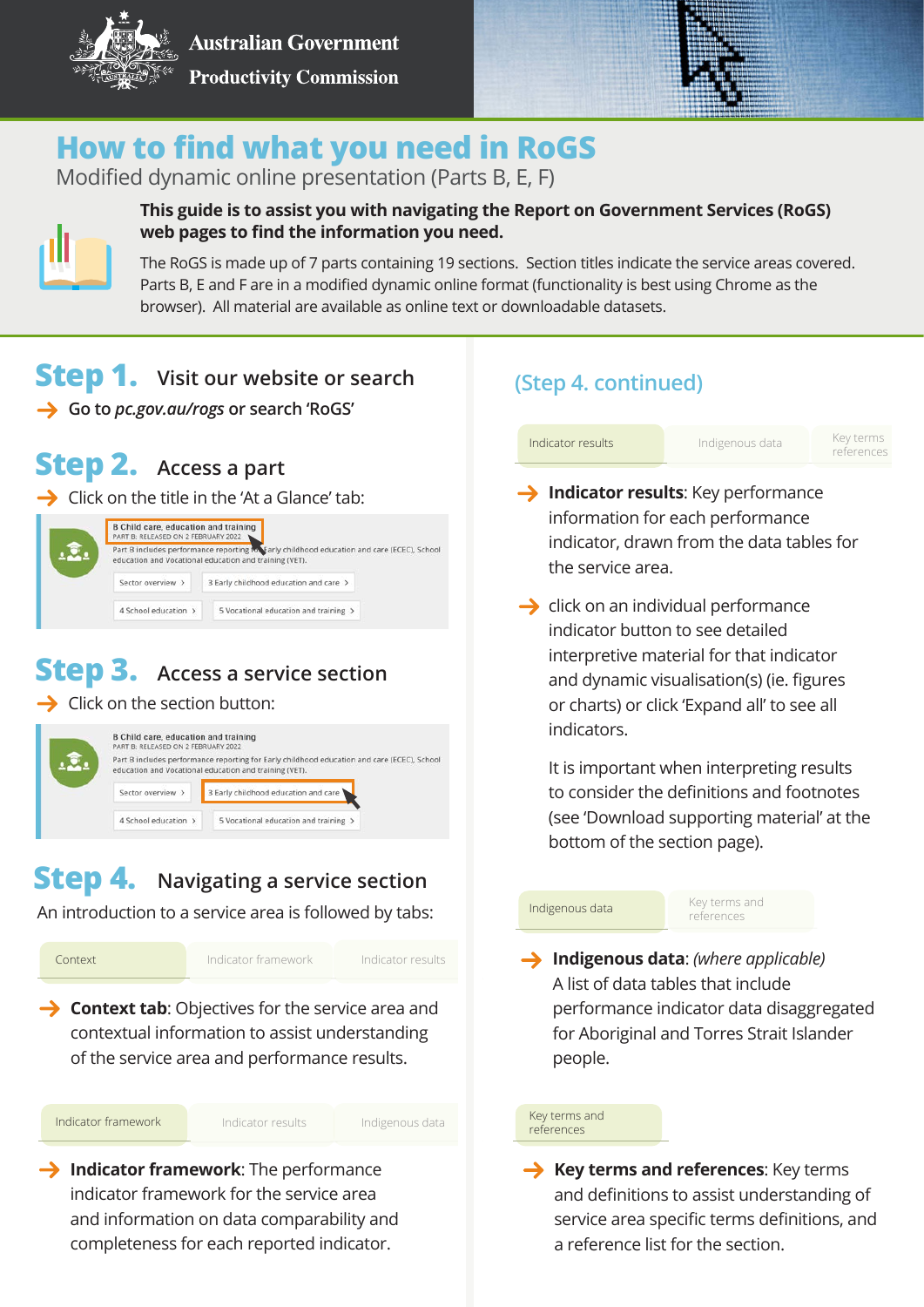Australian Government
Productivity Commission

# How to find what you need in RoGS

Modified dynamic online presentation (Parts B, E, F)

**This guide is to assist you with navigating the Report on Government Services (RoGS) web pages to find the information you need.**

The RoGS is made up of 7 parts containing 19 sections. Section titles indicate the service areas covered. Parts B, E and F are in a modified dynamic online format (functionality is best using Chrome as the browser). All material are available as online text or downloadable datasets.

## Step 1. Visit our website or search

→ Go to *pc.gov.au/rogs* or search 'RoGS'

## Step 2. Access a part

→ Click on the title in the 'At a Glance' tab:

B Child care, education and training
PART B: RELEASED ON 2 FEBRUARY 2022
Part B includes performance reporting for Early childhood education and care (ECEC), School education and Vocational education and training (VET).

Sector overview › | 3 Early childhood education and care › | 4 School education › | 5 Vocational education and training ›

## Step 3. Access a service section

→ Click on the section button:

B Child care, education and training
PART B: RELEASED ON 2 FEBRUARY 2022
Part B includes performance reporting for Early childhood education and care (ECEC), School education and Vocational education and training (VET).

Sector overview › | 3 Early childhood education and care › | 4 School education › | 5 Vocational education and training ›

## Step 4. Navigating a service section

An introduction to a service area is followed by tabs:

Context | Indicator framework | Indicator results

→ **Context tab**: Objectives for the service area and contextual information to assist understanding of the service area and performance results.

Indicator framework | Indicator results | Indigenous data

→ **Indicator framework**: The performance indicator framework for the service area and information on data comparability and completeness for each reported indicator.

## (Step 4. continued)

Indicator results | Indigenous data | Key terms references

→ **Indicator results**: Key performance information for each performance indicator, drawn from the data tables for the service area.

→ click on an individual performance indicator button to see detailed interpretive material for that indicator and dynamic visualisation(s) (ie. figures or charts) or click 'Expand all' to see all indicators.

It is important when interpreting results to consider the definitions and footnotes (see 'Download supporting material' at the bottom of the section page).

Indigenous data | Key terms and references

→ **Indigenous data**: *(where applicable)* A list of data tables that include performance indicator data disaggregated for Aboriginal and Torres Strait Islander people.

Key terms and references

→ **Key terms and references**: Key terms and definitions to assist understanding of service area specific terms definitions, and a reference list for the section.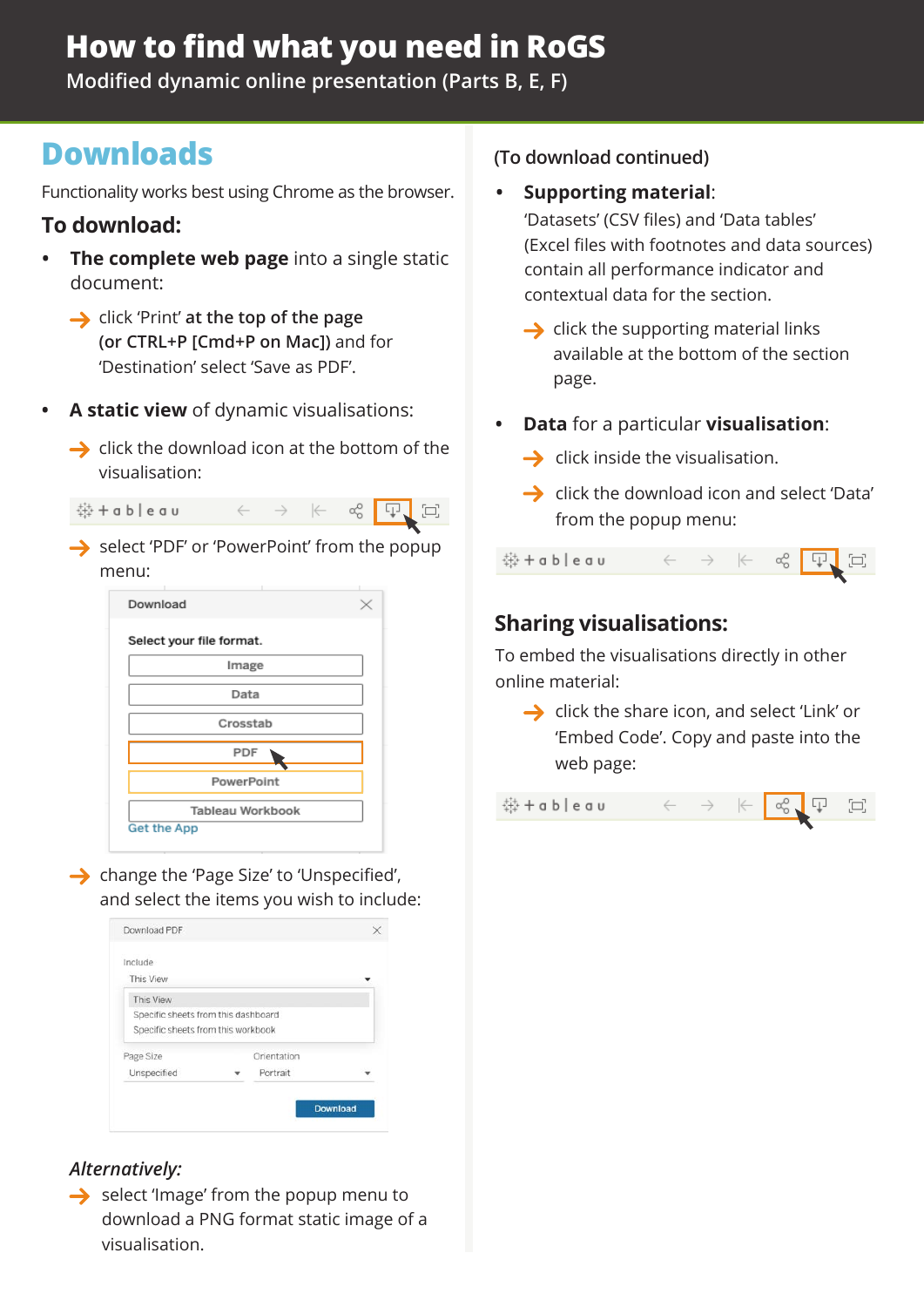# How to find what you need in RoGS

Modified dynamic online presentation (Parts B, E, F)

## Downloads

Functionality works best using Chrome as the browser.

### To download:

- **The complete web page** into a single static document:
  → click 'Print' **at the top of the page (or CTRL+P [Cmd+P on Mac])** and for 'Destination' select 'Save as PDF'.

- **A static view** of dynamic visualisations:
  → click the download icon at the bottom of the visualisation:

  → select 'PDF' or 'PowerPoint' from the popup menu:

  → change the 'Page Size' to 'Unspecified', and select the items you wish to include:

*Alternatively:*

→ select 'Image' from the popup menu to download a PNG format static image of a visualisation.

(To download continued)

- **Supporting material**:
  'Datasets' (CSV files) and 'Data tables' (Excel files with footnotes and data sources) contain all performance indicator and contextual data for the section.
  → click the supporting material links available at the bottom of the section page.

- Data for a particular **visualisation**:
  → click inside the visualisation.
  → click the download icon and select 'Data' from the popup menu:

### Sharing visualisations:

To embed the visualisations directly in other online material:

→ click the share icon, and select 'Link' or 'Embed Code'. Copy and paste into the web page: